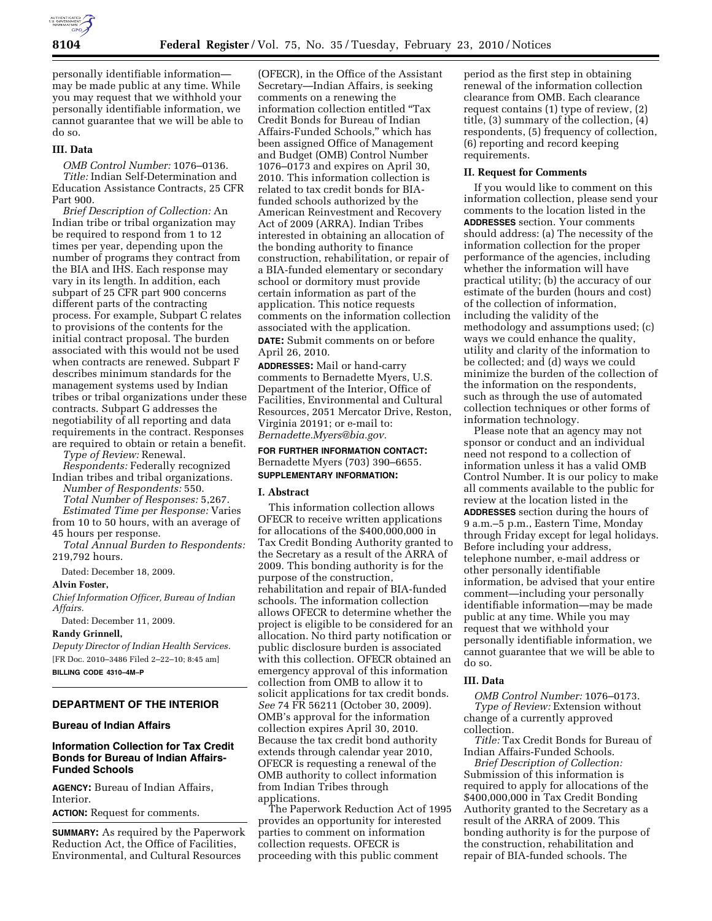personally identifiable information—may be made public at any time. While you may request that we withhold your personally identifiable information, we cannot guarantee that we will be able to do so.

### III. Data

*OMB Control Number:* 1076–0136.

*Title:* Indian Self-Determination and Education Assistance Contracts, 25 CFR Part 900.

*Brief Description of Collection:* An Indian tribe or tribal organization may be required to respond from 1 to 12 times per year, depending upon the number of programs they contract from the BIA and IHS. Each response may vary in its length. In addition, each subpart of 25 CFR part 900 concerns different parts of the contracting process. For example, Subpart C relates to provisions of the contents for the initial contract proposal. The burden associated with this would not be used when contracts are renewed. Subpart F describes minimum standards for the management systems used by Indian tribes or tribal organizations under these contracts. Subpart G addresses the negotiability of all reporting and data requirements in the contract. Responses are required to obtain or retain a benefit.

*Type of Review:* Renewal.

*Respondents:* Federally recognized Indian tribes and tribal organizations.

*Number of Respondents:* 550.

*Total Number of Responses:* 5,267.

*Estimated Time per Response:* Varies from 10 to 50 hours, with an average of 45 hours per response.

*Total Annual Burden to Respondents:* 219,792 hours.

Dated: December 18, 2009.

**Alvin Foster,**

*Chief Information Officer, Bureau of Indian Affairs.*

Dated: December 11, 2009.

**Randy Grinnell,**

*Deputy Director of Indian Health Services.*

[FR Doc. 2010–3486 Filed 2–22–10; 8:45 am]

**BILLING CODE 4310–4M–P**

---

## DEPARTMENT OF THE INTERIOR

### Bureau of Indian Affairs

### Information Collection for Tax Credit Bonds for Bureau of Indian Affairs-Funded Schools

**AGENCY:** Bureau of Indian Affairs, Interior.

**ACTION:** Request for comments.

**SUMMARY:** As required by the Paperwork Reduction Act, the Office of Facilities, Environmental, and Cultural Resources (OFECR), in the Office of the Assistant Secretary—Indian Affairs, is seeking comments on a renewing the information collection entitled "Tax Credit Bonds for Bureau of Indian Affairs-Funded Schools," which has been assigned Office of Management and Budget (OMB) Control Number 1076–0173 and expires on April 30, 2010. This information collection is related to tax credit bonds for BIA-funded schools authorized by the American Reinvestment and Recovery Act of 2009 (ARRA). Indian Tribes interested in obtaining an allocation of the bonding authority to finance construction, rehabilitation, or repair of a BIA-funded elementary or secondary school or dormitory must provide certain information as part of the application. This notice requests comments on the information collection associated with the application.

**DATE:** Submit comments on or before April 26, 2010.

**ADDRESSES:** Mail or hand-carry comments to Bernadette Myers, U.S. Department of the Interior, Office of Facilities, Environmental and Cultural Resources, 2051 Mercator Drive, Reston, Virginia 20191; or e-mail to: *Bernadette.Myers@bia.gov.*

**FOR FURTHER INFORMATION CONTACT:** Bernadette Myers (703) 390–6655.

**SUPPLEMENTARY INFORMATION:**

### I. Abstract

This information collection allows OFECR to receive written applications for allocations of the $400,000,000 in Tax Credit Bonding Authority granted to the Secretary as a result of the ARRA of 2009. This bonding authority is for the purpose of the construction, rehabilitation and repair of BIA-funded schools. The information collection allows OFECR to determine whether the project is eligible to be considered for an allocation. No third party notification or public disclosure burden is associated with this collection. OFECR obtained an emergency approval of this information collection from OMB to allow it to solicit applications for tax credit bonds. *See* 74 FR 56211 (October 30, 2009). OMB's approval for the information collection expires April 30, 2010. Because the tax credit bond authority extends through calendar year 2010, OFECR is requesting a renewal of the OMB authority to collect information from Indian Tribes through applications.

The Paperwork Reduction Act of 1995 provides an opportunity for interested parties to comment on information collection requests. OFECR is proceeding with this public comment period as the first step in obtaining renewal of the information collection clearance from OMB. Each clearance request contains (1) type of review, (2) title, (3) summary of the collection, (4) respondents, (5) frequency of collection, (6) reporting and record keeping requirements.

### II. Request for Comments

If you would like to comment on this information collection, please send your comments to the location listed in the **ADDRESSES** section. Your comments should address: (a) The necessity of the information collection for the proper performance of the agencies, including whether the information will have practical utility; (b) the accuracy of our estimate of the burden (hours and cost) of the collection of information, including the validity of the methodology and assumptions used; (c) ways we could enhance the quality, utility and clarity of the information to be collected; and (d) ways we could minimize the burden of the collection of the information on the respondents, such as through the use of automated collection techniques or other forms of information technology.

Please note that an agency may not sponsor or conduct and an individual need not respond to a collection of information unless it has a valid OMB Control Number. It is our policy to make all comments available to the public for review at the location listed in the **ADDRESSES** section during the hours of 9 a.m.–5 p.m., Eastern Time, Monday through Friday except for legal holidays. Before including your address, telephone number, e-mail address or other personally identifiable information, be advised that your entire comment—including your personally identifiable information—may be made public at any time. While you may request that we withhold your personally identifiable information, we cannot guarantee that we will be able to do so.

### III. Data

*OMB Control Number:* 1076–0173.

*Type of Review:* Extension without change of a currently approved collection.

*Title:* Tax Credit Bonds for Bureau of Indian Affairs-Funded Schools.

*Brief Description of Collection:* Submission of this information is required to apply for allocations of the $400,000,000 in Tax Credit Bonding Authority granted to the Secretary as a result of the ARRA of 2009. This bonding authority is for the purpose of the construction, rehabilitation and repair of BIA-funded schools. The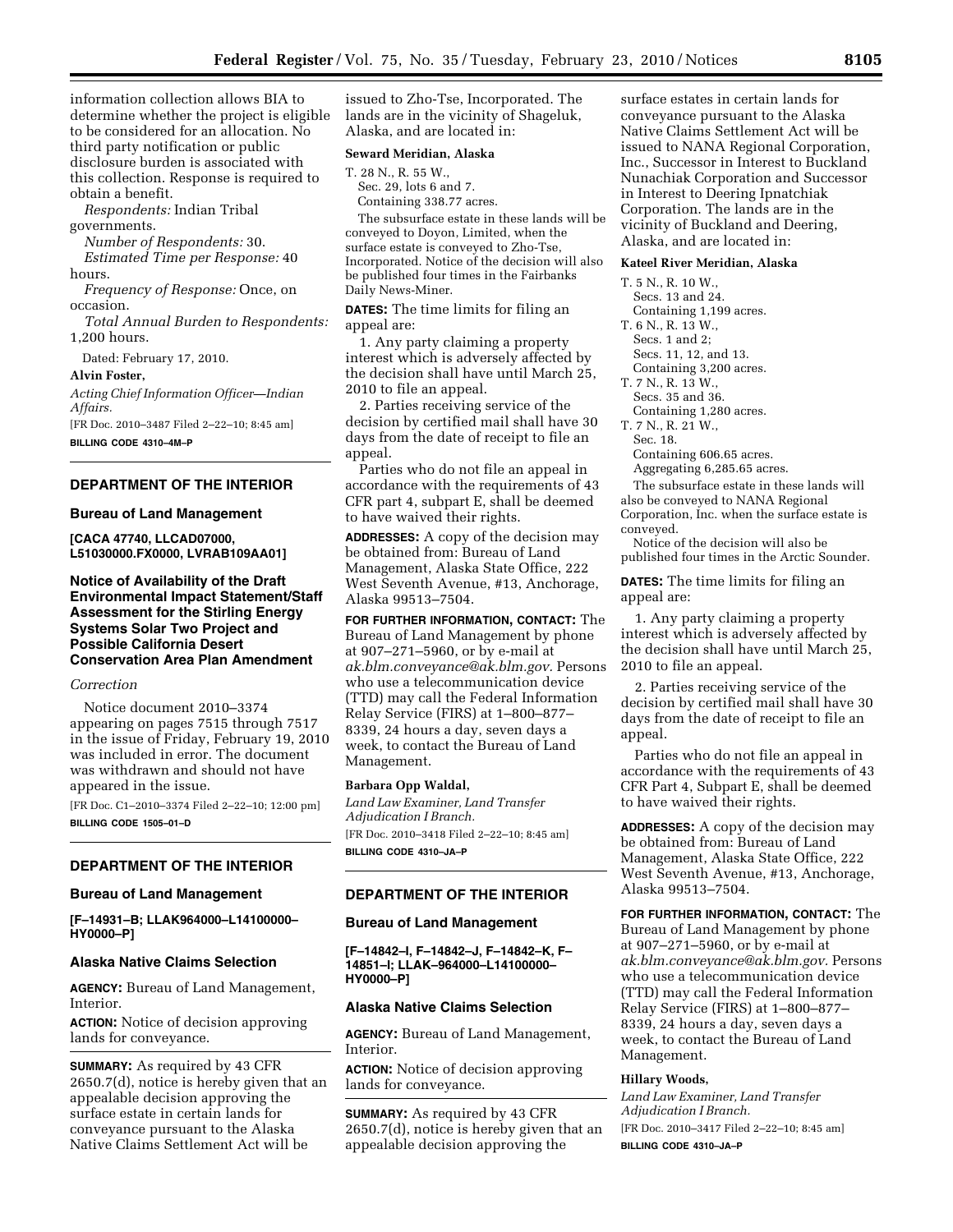information collection allows BIA to determine whether the project is eligible to be considered for an allocation. No third party notification or public disclosure burden is associated with this collection. Response is required to obtain a benefit.

*Respondents:* Indian Tribal governments.

*Number of Respondents:* 30.

*Estimated Time per Response:* 40 hours.

*Frequency of Response:* Once, on occasion.

*Total Annual Burden to Respondents:* 1,200 hours.

Dated: February 17, 2010.

**Alvin Foster,**

*Acting Chief Information Officer—Indian Affairs.*

[FR Doc. 2010–3487 Filed 2–22–10; 8:45 am]

**BILLING CODE 4310–4M–P**

---

## DEPARTMENT OF THE INTERIOR

### Bureau of Land Management

**[CACA 47740, LLCAD07000, L51030000.FX0000, LVRAB109AA01]**

### Notice of Availability of the Draft Environmental Impact Statement/Staff Assessment for the Stirling Energy Systems Solar Two Project and Possible California Desert Conservation Area Plan Amendment

*Correction*

Notice document 2010–3374 appearing on pages 7515 through 7517 in the issue of Friday, February 19, 2010 was included in error. The document was withdrawn and should not have appeared in the issue.

[FR Doc. C1–2010–3374 Filed 2–22–10; 12:00 pm]

**BILLING CODE 1505–01–D**

---

## DEPARTMENT OF THE INTERIOR

### Bureau of Land Management

**[F–14931–B; LLAK964000–L14100000–HY0000–P]**

### Alaska Native Claims Selection

**AGENCY:** Bureau of Land Management, Interior.

**ACTION:** Notice of decision approving lands for conveyance.

**SUMMARY:** As required by 43 CFR 2650.7(d), notice is hereby given that an appealable decision approving the surface estate in certain lands for conveyance pursuant to the Alaska Native Claims Settlement Act will be issued to Zho-Tse, Incorporated. The lands are in the vicinity of Shageluk, Alaska, and are located in:

**Seward Meridian, Alaska**

T. 28 N., R. 55 W.,
Sec. 29, lots 6 and 7.
Containing 338.77 acres.

The subsurface estate in these lands will be conveyed to Doyon, Limited, when the surface estate is conveyed to Zho-Tse, Incorporated. Notice of the decision will also be published four times in the Fairbanks Daily News-Miner.

**DATES:** The time limits for filing an appeal are:

1. Any party claiming a property interest which is adversely affected by the decision shall have until March 25, 2010 to file an appeal.

2. Parties receiving service of the decision by certified mail shall have 30 days from the date of receipt to file an appeal.

Parties who do not file an appeal in accordance with the requirements of 43 CFR part 4, subpart E, shall be deemed to have waived their rights.

**ADDRESSES:** A copy of the decision may be obtained from: Bureau of Land Management, Alaska State Office, 222 West Seventh Avenue, #13, Anchorage, Alaska 99513–7504.

**FOR FURTHER INFORMATION, CONTACT:** The Bureau of Land Management by phone at 907–271–5960, or by e-mail at *ak.blm.conveyance@ak.blm.gov.* Persons who use a telecommunication device (TTD) may call the Federal Information Relay Service (FIRS) at 1–800–877–8339, 24 hours a day, seven days a week, to contact the Bureau of Land Management.

**Barbara Opp Waldal,**

*Land Law Examiner, Land Transfer Adjudication I Branch.*

[FR Doc. 2010–3418 Filed 2–22–10; 8:45 am]

**BILLING CODE 4310–JA–P**

---

## DEPARTMENT OF THE INTERIOR

### Bureau of Land Management

**[F–14842–I, F–14842–J, F–14842–K, F–14851–I; LLAK–964000–L14100000–HY0000–P]**

### Alaska Native Claims Selection

**AGENCY:** Bureau of Land Management, Interior.

**ACTION:** Notice of decision approving lands for conveyance.

**SUMMARY:** As required by 43 CFR 2650.7(d), notice is hereby given that an appealable decision approving the surface estates in certain lands for conveyance pursuant to the Alaska Native Claims Settlement Act will be issued to NANA Regional Corporation, Inc., Successor in Interest to Buckland Nunachiak Corporation and Successor in Interest to Deering Ipnatchiak Corporation. The lands are in the vicinity of Buckland and Deering, Alaska, and are located in:

**Kateel River Meridian, Alaska**

T. 5 N., R. 10 W.,
Secs. 13 and 24.
Containing 1,199 acres.

T. 6 N., R. 13 W.,
Secs. 1 and 2;
Secs. 11, 12, and 13.
Containing 3,200 acres.

T. 7 N., R. 13 W.,
Secs. 35 and 36.
Containing 1,280 acres.

T. 7 N., R. 21 W.,
Sec. 18.
Containing 606.65 acres.
Aggregating 6,285.65 acres.

The subsurface estate in these lands will also be conveyed to NANA Regional Corporation, Inc. when the surface estate is conveyed.

Notice of the decision will also be published four times in the Arctic Sounder.

**DATES:** The time limits for filing an appeal are:

1. Any party claiming a property interest which is adversely affected by the decision shall have until March 25, 2010 to file an appeal.

2. Parties receiving service of the decision by certified mail shall have 30 days from the date of receipt to file an appeal.

Parties who do not file an appeal in accordance with the requirements of 43 CFR Part 4, Subpart E, shall be deemed to have waived their rights.

**ADDRESSES:** A copy of the decision may be obtained from: Bureau of Land Management, Alaska State Office, 222 West Seventh Avenue, #13, Anchorage, Alaska 99513–7504.

**FOR FURTHER INFORMATION, CONTACT:** The Bureau of Land Management by phone at 907–271–5960, or by e-mail at *ak.blm.conveyance@ak.blm.gov.* Persons who use a telecommunication device (TTD) may call the Federal Information Relay Service (FIRS) at 1–800–877–8339, 24 hours a day, seven days a week, to contact the Bureau of Land Management.

**Hillary Woods,**

*Land Law Examiner, Land Transfer Adjudication I Branch.*

[FR Doc. 2010–3417 Filed 2–22–10; 8:45 am]

**BILLING CODE 4310–JA–P**